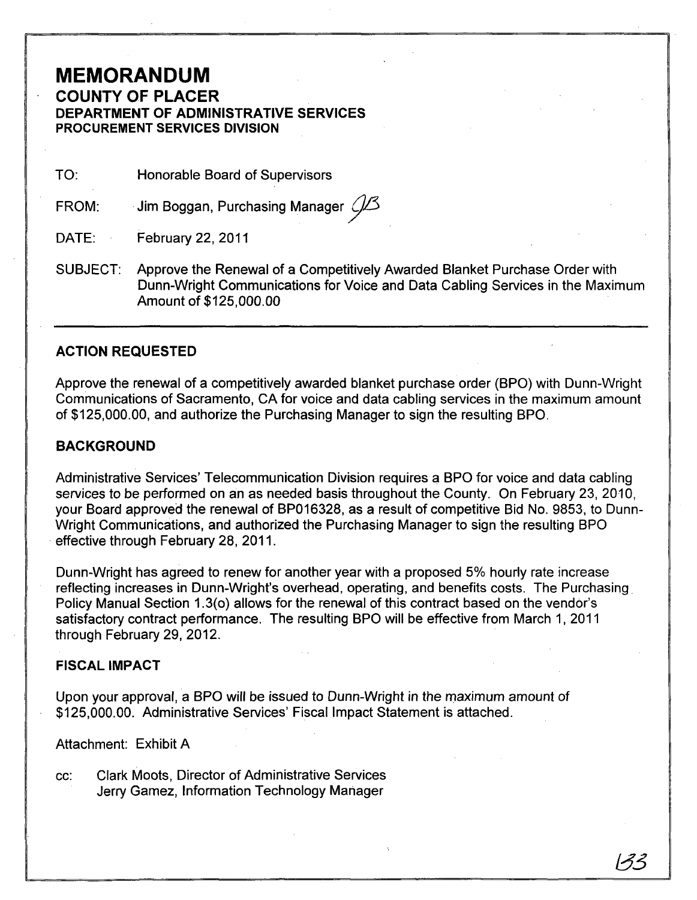# MEMORANDUM

## COUNTY OF PLACER

### DEPARTMENT OF ADMINISTRATIVE SERVICES

### PROCUREMENT SERVICES DIVISION

TO: Honorable Board of Supervisors

FROM: Jim Boggan, Purchasing Manager JB

DATE: February 22, 2011

SUBJECT: Approve the Renewal of a Competitively Awarded Blanket Purchase Order with Dunn-Wright Communications for Voice and Data Cabling Services in the Maximum Amount of $125,000.00

---

### ACTION REQUESTED

Approve the renewal of a competitively awarded blanket purchase order (BPO) with Dunn-Wright Communications of Sacramento, CA for voice and data cabling services in the maximum amount of $125,000.00, and authorize the Purchasing Manager to sign the resulting BPO.

### BACKGROUND

Administrative Services' Telecommunication Division requires a BPO for voice and data cabling services to be performed on an as needed basis throughout the County. On February 23, 2010, your Board approved the renewal of BP016328, as a result of competitive Bid No. 9853, to Dunn-Wright Communications, and authorized the Purchasing Manager to sign the resulting BPO effective through February 28, 2011.

Dunn-Wright has agreed to renew for another year with a proposed 5% hourly rate increase reflecting increases in Dunn-Wright's overhead, operating, and benefits costs. The Purchasing Policy Manual Section 1.3(o) allows for the renewal of this contract based on the vendor's satisfactory contract performance. The resulting BPO will be effective from March 1, 2011 through February 29, 2012.

### FISCAL IMPACT

Upon your approval, a BPO will be issued to Dunn-Wright in the maximum amount of $125,000.00. Administrative Services' Fiscal Impact Statement is attached.

Attachment: Exhibit A

cc: Clark Moots, Director of Administrative Services
Jerry Gamez, Information Technology Manager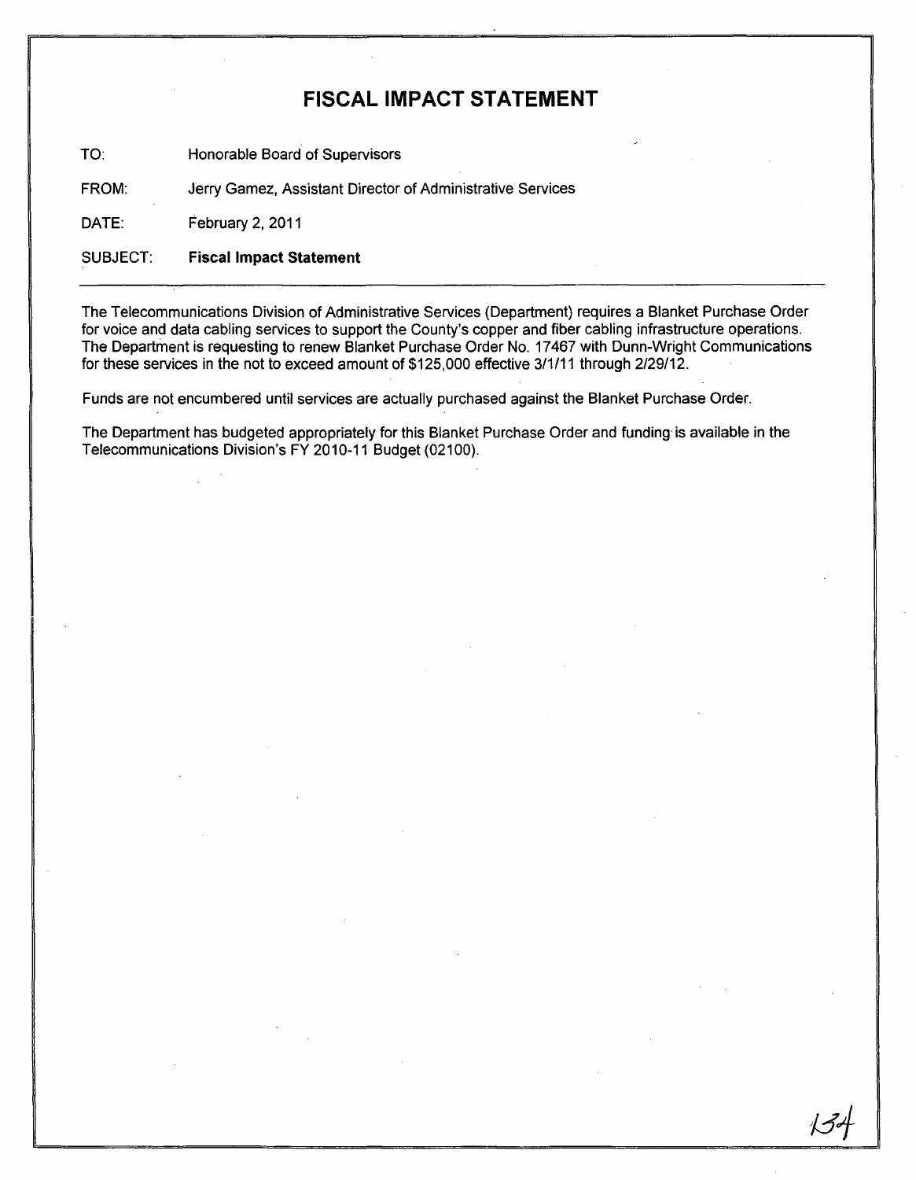# FISCAL IMPACT STATEMENT

TO: Honorable Board of Supervisors

FROM: Jerry Gamez, Assistant Director of Administrative Services

DATE: February 2, 2011

SUBJECT: **Fiscal Impact Statement**

---

The Telecommunications Division of Administrative Services (Department) requires a Blanket Purchase Order for voice and data cabling services to support the County's copper and fiber cabling infrastructure operations. The Department is requesting to renew Blanket Purchase Order No. 17467 with Dunn-Wright Communications for these services in the not to exceed amount of $125,000 effective 3/1/11 through 2/29/12.

Funds are not encumbered until services are actually purchased against the Blanket Purchase Order.

The Department has budgeted appropriately for this Blanket Purchase Order and funding is available in the Telecommunications Division's FY 2010-11 Budget (02100).